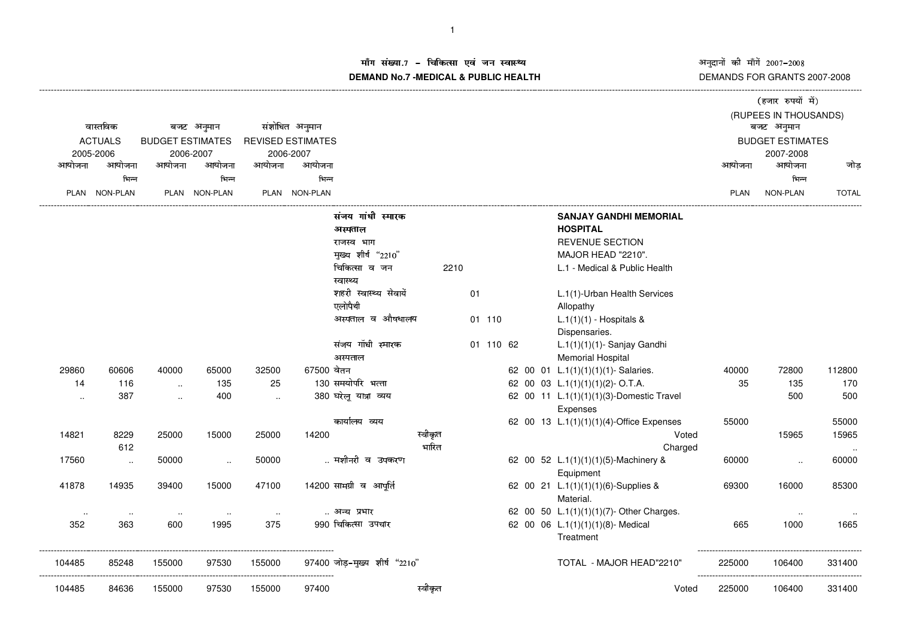# मॉंग संख्या.7 - चिकित्सा एवं जन स्वास्थ्य

# DEMAND No.7 -MEDICAL & PUBLIC HEALTH

अनुदानों की माँगें 2007-2008

DEMANDS FOR GRANTS 2007-2008

(हजार रुपयों में)
(RUPEES IN THOUSANDS)

| वास्तविक ACTUALS 2005-2006 | | बजट अनुमान BUDGET ESTIMATES 2006-2007 | | संशोधित अनुमान REVISED ESTIMATES 2006-2007 | | | | | बजट अनुमान BUDGET ESTIMATES 2007-2008 | | |
|---|---|---|---|---|---|---|---|---|---|---|---|
| आयोजना PLAN | आयोजना भिन्न NON-PLAN | आयोजना PLAN | आयोजना भिन्न NON-PLAN | आयोजना PLAN | आयोजना भिन्न NON-PLAN | | | | आयोजना PLAN | आयोजना भिन्न NON-PLAN | जोड़ TOTAL |
| | | | | | | संजय गांधी स्मारक अस्पताल | | SANJAY GANDHI MEMORIAL HOSPITAL | | | |
| | | | | | | राजस्व भाग | | REVENUE SECTION | | | |
| | | | | | | मुख्य शीर्ष "2210" | | MAJOR HEAD "2210". | | | |
| | | | | | | चिकित्सा व जन स्वास्थ्य | 2210 | L.1 - Medical & Public Health | | | |
| | | | | | | शहरी स्वास्थ्य सेवायें एलोपैथी | 01 | L.1(1)-Urban Health Services Allopathy | | | |
| | | | | | | अस्पताल व औषधालय | 01 110 | L.1(1)(1) - Hospitals & Dispensaries. | | | |
| | | | | | | संजय गॉधी स्मारक अस्पताल | 01 110 62 | L.1(1)(1)(1)- Sanjay Gandhi Memorial Hospital | | | |
| 29860 | 60606 | 40000 | 65000 | 32500 | 67500 | वेतन | 62 00 01 | L.1(1)(1)(1)(1)- Salaries. | 40000 | 72800 | 112800 |
| 14 | 116 | .. | 135 | 25 | 130 | समयोपरि भत्ता | 62 00 03 | L.1(1)(1)(1)(2)- O.T.A. | 35 | 135 | 170 |
| .. | 387 | .. | 400 | .. | 380 | घरेलू यात्रा व्यय | 62 00 11 | L.1(1)(1)(1)(3)-Domestic Travel Expenses | | 500 | 500 |
| | | | | | | कार्यालय व्यय | 62 00 13 | L.1(1)(1)(1)(4)-Office Expenses | 55000 | | 55000 |
| 14821 | 8229 | 25000 | 15000 | 25000 | 14200 | स्वीकृत | | Voted | | 15965 | 15965 |
| | 612 | | | | | भारित | | Charged | | | .. |
| 17560 | .. | 50000 | .. | 50000 | .. | मशीनरी व उपकरण | 62 00 52 | L.1(1)(1)(1)(5)-Machinery & Equipment | 60000 | .. | 60000 |
| 41878 | 14935 | 39400 | 15000 | 47100 | 14200 | सामग्री व आपूर्ति | 62 00 21 | L.1(1)(1)(1)(6)-Supplies & Material. | 69300 | 16000 | 85300 |
| .. | .. | .. | .. | .. | .. | अन्य प्रभार | 62 00 50 | L.1(1)(1)(1)(7)- Other Charges. | | .. | .. |
| 352 | 363 | 600 | 1995 | 375 | 990 | चिकित्सा उपचार | 62 00 06 | L.1(1)(1)(1)(8)- Medical Treatment | 665 | 1000 | 1665 |
| 104485 | 85248 | 155000 | 97530 | 155000 | 97400 | जोड़-मुख्य शीर्ष "2210" | | TOTAL - MAJOR HEAD"2210" | 225000 | 106400 | 331400 |
| 104485 | 84636 | 155000 | 97530 | 155000 | 97400 | स्वीकृत | | Voted | 225000 | 106400 | 331400 |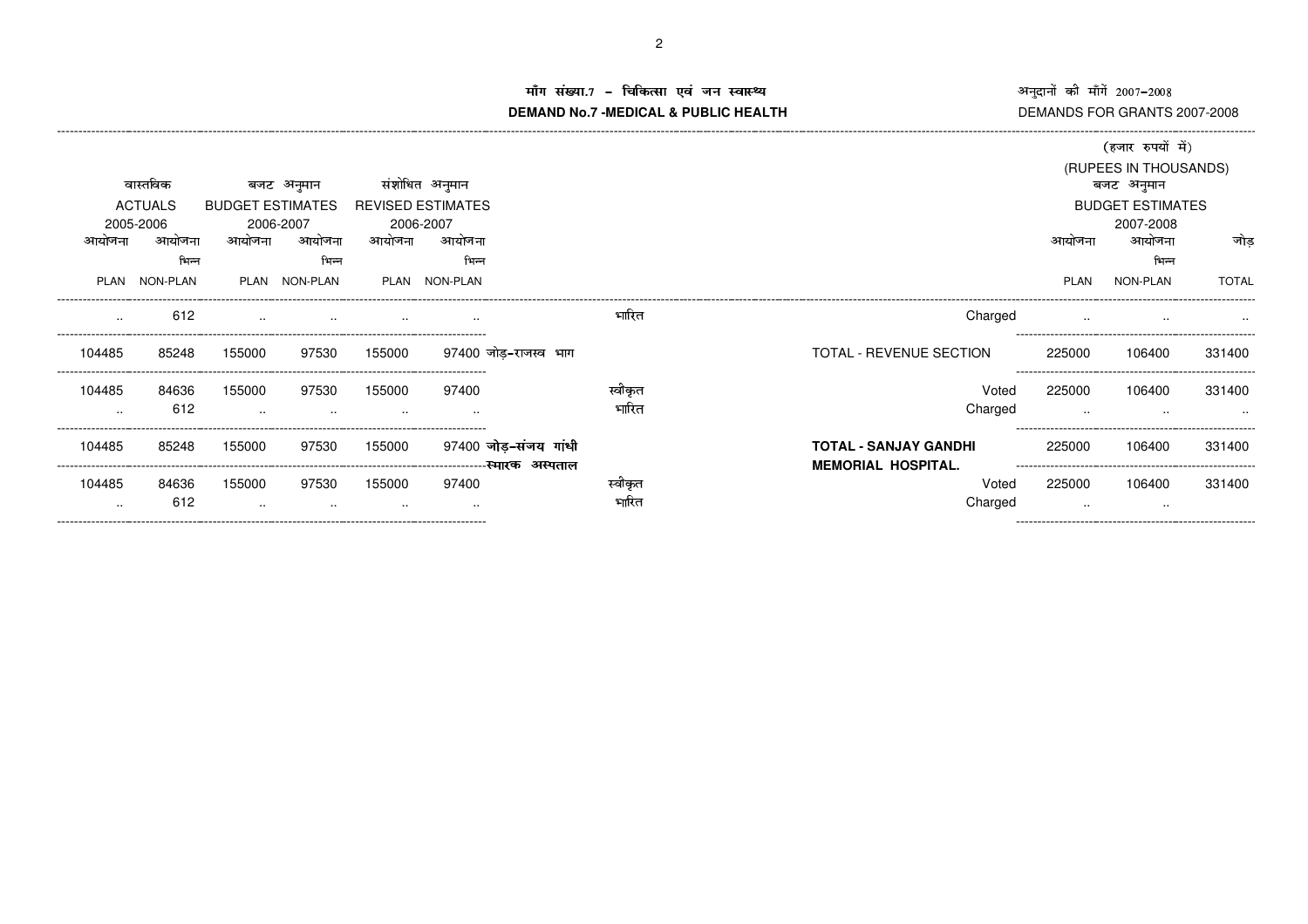**माँग संख्या.7 – चिकित्सा एवं जन स्वास्थ्य**

**DEMAND No.7 -MEDICAL & PUBLIC HEALTH**

अनुदानों की माँगें 2007–2008

DEMANDS FOR GRANTS 2007-2008

(हजार रुपयों में)

(RUPEES IN THOUSANDS)

| वास्तविक ACTUALS 2005-2006 | | बजट अनुमान BUDGET ESTIMATES 2006-2007 | | संशोधित अनुमान REVISED ESTIMATES 2006-2007 | | | | | बजट अनुमान BUDGET ESTIMATES 2007-2008 | | |
|---|---|---|---|---|---|---|---|---|---|---|---|
| आयोजना PLAN | आयोजना भिन्न NON-PLAN | आयोजना PLAN | आयोजना भिन्न NON-PLAN | आयोजना PLAN | आयोजना भिन्न NON-PLAN | | | | आयोजना PLAN | आयोजना भिन्न NON-PLAN | जोड़ TOTAL |
| .. | 612 | .. | .. | .. | .. | | भारित | Charged | .. | .. | .. |
| 104485 | 85248 | 155000 | 97530 | 155000 | 97400 | जोड़–राजस्व भाग | | TOTAL - REVENUE SECTION | 225000 | 106400 | 331400 |
| 104485 | 84636 | 155000 | 97530 | 155000 | 97400 | | स्वीकृत | Voted | 225000 | 106400 | 331400 |
| .. | 612 | .. | .. | .. | .. | | भारित | Charged | .. | .. | .. |
| 104485 | 85248 | 155000 | 97530 | 155000 | 97400 | **जोड़–संजय गांधी स्मारक अस्पताल** | | **TOTAL - SANJAY GANDHI MEMORIAL HOSPITAL.** | 225000 | 106400 | 331400 |
| 104485 | 84636 | 155000 | 97530 | 155000 | 97400 | | स्वीकृत | Voted | 225000 | 106400 | 331400 |
| .. | 612 | .. | .. | .. | .. | | भारित | Charged | .. | .. | |